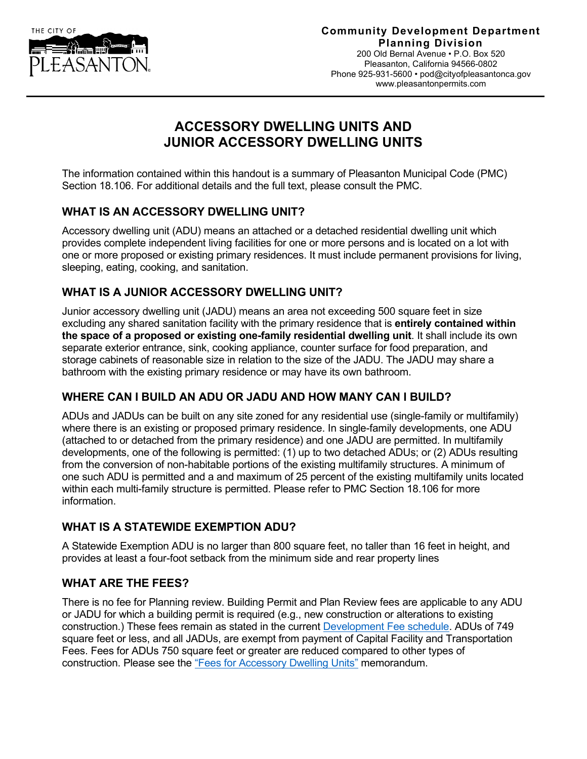Community Development Department
Planning Division
200 Old Bernal Avenue • P.O. Box 520
Pleasanton, California 94566-0802
Phone 925-931-5600 • pod@cityofpleasantonca.gov
www.pleasantonpermits.com

# ACCESSORY DWELLING UNITS AND JUNIOR ACCESSORY DWELLING UNITS

The information contained within this handout is a summary of Pleasanton Municipal Code (PMC) Section 18.106. For additional details and the full text, please consult the PMC.

## WHAT IS AN ACCESSORY DWELLING UNIT?

Accessory dwelling unit (ADU) means an attached or a detached residential dwelling unit which provides complete independent living facilities for one or more persons and is located on a lot with one or more proposed or existing primary residences. It must include permanent provisions for living, sleeping, eating, cooking, and sanitation.

## WHAT IS A JUNIOR ACCESSORY DWELLING UNIT?

Junior accessory dwelling unit (JADU) means an area not exceeding 500 square feet in size excluding any shared sanitation facility with the primary residence that is **entirely contained within the space of a proposed or existing one-family residential dwelling unit**. It shall include its own separate exterior entrance, sink, cooking appliance, counter surface for food preparation, and storage cabinets of reasonable size in relation to the size of the JADU. The JADU may share a bathroom with the existing primary residence or may have its own bathroom.

## WHERE CAN I BUILD AN ADU OR JADU AND HOW MANY CAN I BUILD?

ADUs and JADUs can be built on any site zoned for any residential use (single-family or multifamily) where there is an existing or proposed primary residence. In single-family developments, one ADU (attached to or detached from the primary residence) and one JADU are permitted. In multifamily developments, one of the following is permitted: (1) up to two detached ADUs; or (2) ADUs resulting from the conversion of non-habitable portions of the existing multifamily structures. A minimum of one such ADU is permitted and a and maximum of 25 percent of the existing multifamily units located within each multi-family structure is permitted. Please refer to PMC Section 18.106 for more information.

## WHAT IS A STATEWIDE EXEMPTION ADU?

A Statewide Exemption ADU is no larger than 800 square feet, no taller than 16 feet in height, and provides at least a four-foot setback from the minimum side and rear property lines

## WHAT ARE THE FEES?

There is no fee for Planning review. Building Permit and Plan Review fees are applicable to any ADU or JADU for which a building permit is required (e.g., new construction or alterations to existing construction.) These fees remain as stated in the current Development Fee schedule. ADUs of 749 square feet or less, and all JADUs, are exempt from payment of Capital Facility and Transportation Fees. Fees for ADUs 750 square feet or greater are reduced compared to other types of construction. Please see the "Fees for Accessory Dwelling Units" memorandum.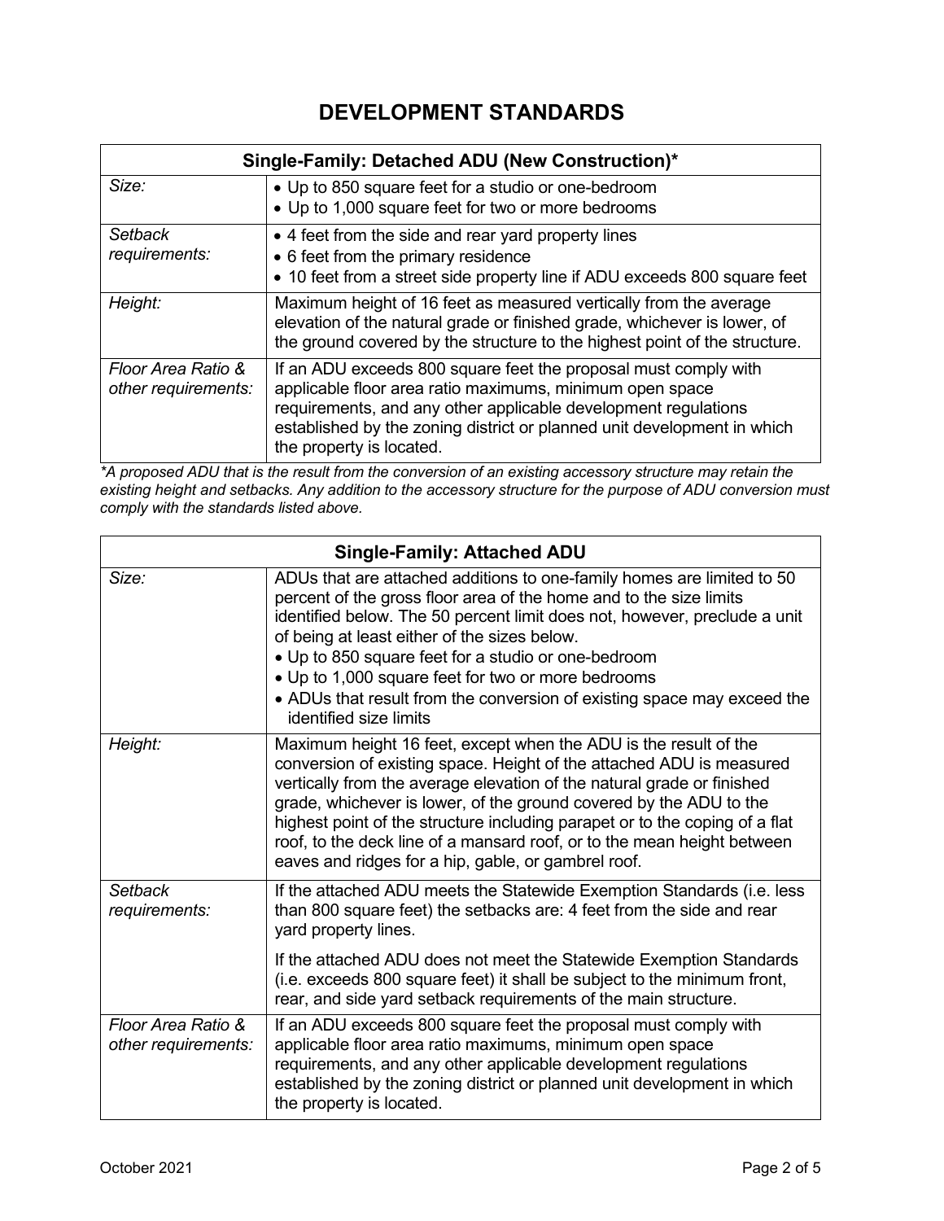# DEVELOPMENT STANDARDS

| Single-Family: Detached ADU (New Construction)* | |
|---|---|
| *Size:* | • Up to 850 square feet for a studio or one-bedroom<br>• Up to 1,000 square feet for two or more bedrooms |
| *Setback requirements:* | • 4 feet from the side and rear yard property lines<br>• 6 feet from the primary residence<br>• 10 feet from a street side property line if ADU exceeds 800 square feet |
| *Height:* | Maximum height of 16 feet as measured vertically from the average elevation of the natural grade or finished grade, whichever is lower, of the ground covered by the structure to the highest point of the structure. |
| *Floor Area Ratio & other requirements:* | If an ADU exceeds 800 square feet the proposal must comply with applicable floor area ratio maximums, minimum open space requirements, and any other applicable development regulations established by the zoning district or planned unit development in which the property is located. |

*\*A proposed ADU that is the result from the conversion of an existing accessory structure may retain the existing height and setbacks. Any addition to the accessory structure for the purpose of ADU conversion must comply with the standards listed above.*

| Single-Family: Attached ADU | |
|---|---|
| *Size:* | ADUs that are attached additions to one-family homes are limited to 50 percent of the gross floor area of the home and to the size limits identified below. The 50 percent limit does not, however, preclude a unit of being at least either of the sizes below.<br>• Up to 850 square feet for a studio or one-bedroom<br>• Up to 1,000 square feet for two or more bedrooms<br>• ADUs that result from the conversion of existing space may exceed the identified size limits |
| *Height:* | Maximum height 16 feet, except when the ADU is the result of the conversion of existing space. Height of the attached ADU is measured vertically from the average elevation of the natural grade or finished grade, whichever is lower, of the ground covered by the ADU to the highest point of the structure including parapet or to the coping of a flat roof, to the deck line of a mansard roof, or to the mean height between eaves and ridges for a hip, gable, or gambrel roof. |
| *Setback requirements:* | If the attached ADU meets the Statewide Exemption Standards (i.e. less than 800 square feet) the setbacks are: 4 feet from the side and rear yard property lines.<br><br>If the attached ADU does not meet the Statewide Exemption Standards (i.e. exceeds 800 square feet) it shall be subject to the minimum front, rear, and side yard setback requirements of the main structure. |
| *Floor Area Ratio & other requirements:* | If an ADU exceeds 800 square feet the proposal must comply with applicable floor area ratio maximums, minimum open space requirements, and any other applicable development regulations established by the zoning district or planned unit development in which the property is located. |

October 2021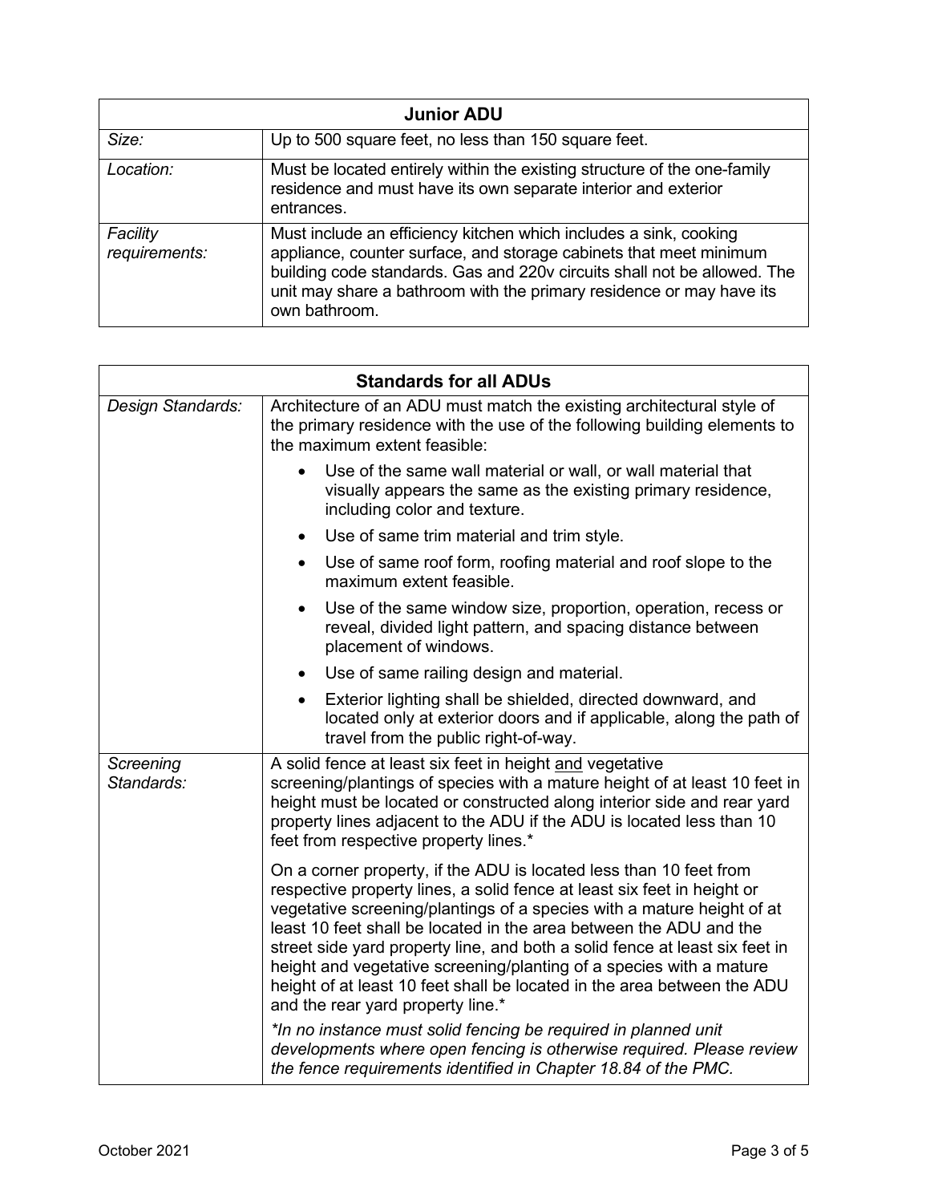| Junior ADU | |
|---|---|
| *Size:* | Up to 500 square feet, no less than 150 square feet. |
| *Location:* | Must be located entirely within the existing structure of the one-family residence and must have its own separate interior and exterior entrances. |
| *Facility requirements:* | Must include an efficiency kitchen which includes a sink, cooking appliance, counter surface, and storage cabinets that meet minimum building code standards. Gas and 220v circuits shall not be allowed. The unit may share a bathroom with the primary residence or may have its own bathroom. |

| Standards for all ADUs | |
|---|---|
| *Design Standards:* | Architecture of an ADU must match the existing architectural style of the primary residence with the use of the following building elements to the maximum extent feasible:<br>• Use of the same wall material or wall, or wall material that visually appears the same as the existing primary residence, including color and texture.<br>• Use of same trim material and trim style.<br>• Use of same roof form, roofing material and roof slope to the maximum extent feasible.<br>• Use of the same window size, proportion, operation, recess or reveal, divided light pattern, and spacing distance between placement of windows.<br>• Use of same railing design and material.<br>• Exterior lighting shall be shielded, directed downward, and located only at exterior doors and if applicable, along the path of travel from the public right-of-way. |
| *Screening Standards:* | A solid fence at least six feet in height <u>and</u> vegetative screening/plantings of species with a mature height of at least 10 feet in height must be located or constructed along interior side and rear yard property lines adjacent to the ADU if the ADU is located less than 10 feet from respective property lines.*<br><br>On a corner property, if the ADU is located less than 10 feet from respective property lines, a solid fence at least six feet in height or vegetative screening/plantings of a species with a mature height of at least 10 feet shall be located in the area between the ADU and the street side yard property line, and both a solid fence at least six feet in height and vegetative screening/planting of a species with a mature height of at least 10 feet shall be located in the area between the ADU and the rear yard property line.*<br><br>*\*In no instance must solid fencing be required in planned unit developments where open fencing is otherwise required. Please review the fence requirements identified in Chapter 18.84 of the PMC.* |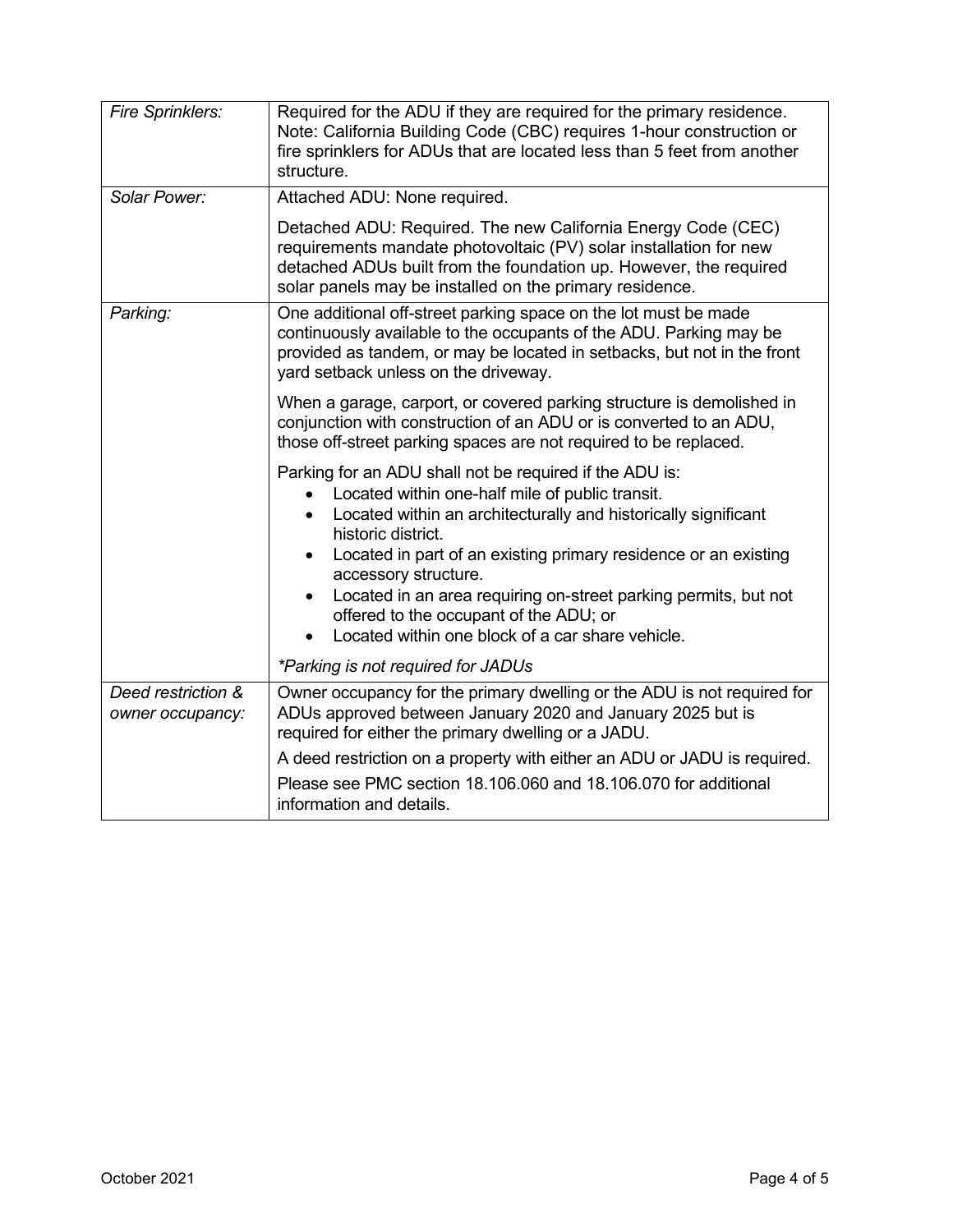| | |
|---|---|
| *Fire Sprinklers:* | Required for the ADU if they are required for the primary residence. Note: California Building Code (CBC) requires 1-hour construction or fire sprinklers for ADUs that are located less than 5 feet from another structure. |
| *Solar Power:* | Attached ADU: None required.<br><br>Detached ADU: Required. The new California Energy Code (CEC) requirements mandate photovoltaic (PV) solar installation for new detached ADUs built from the foundation up. However, the required solar panels may be installed on the primary residence. |
| *Parking:* | One additional off-street parking space on the lot must be made continuously available to the occupants of the ADU. Parking may be provided as tandem, or may be located in setbacks, but not in the front yard setback unless on the driveway.<br><br>When a garage, carport, or covered parking structure is demolished in conjunction with construction of an ADU or is converted to an ADU, those off-street parking spaces are not required to be replaced.<br><br>Parking for an ADU shall not be required if the ADU is:<br>• Located within one-half mile of public transit.<br>• Located within an architecturally and historically significant historic district.<br>• Located in part of an existing primary residence or an existing accessory structure.<br>• Located in an area requiring on-street parking permits, but not offered to the occupant of the ADU; or<br>• Located within one block of a car share vehicle.<br><br>*\*Parking is not required for JADUs* |
| *Deed restriction & owner occupancy:* | Owner occupancy for the primary dwelling or the ADU is not required for ADUs approved between January 2020 and January 2025 but is required for either the primary dwelling or a JADU.<br><br>A deed restriction on a property with either an ADU or JADU is required.<br><br>Please see PMC section 18.106.060 and 18.106.070 for additional information and details. |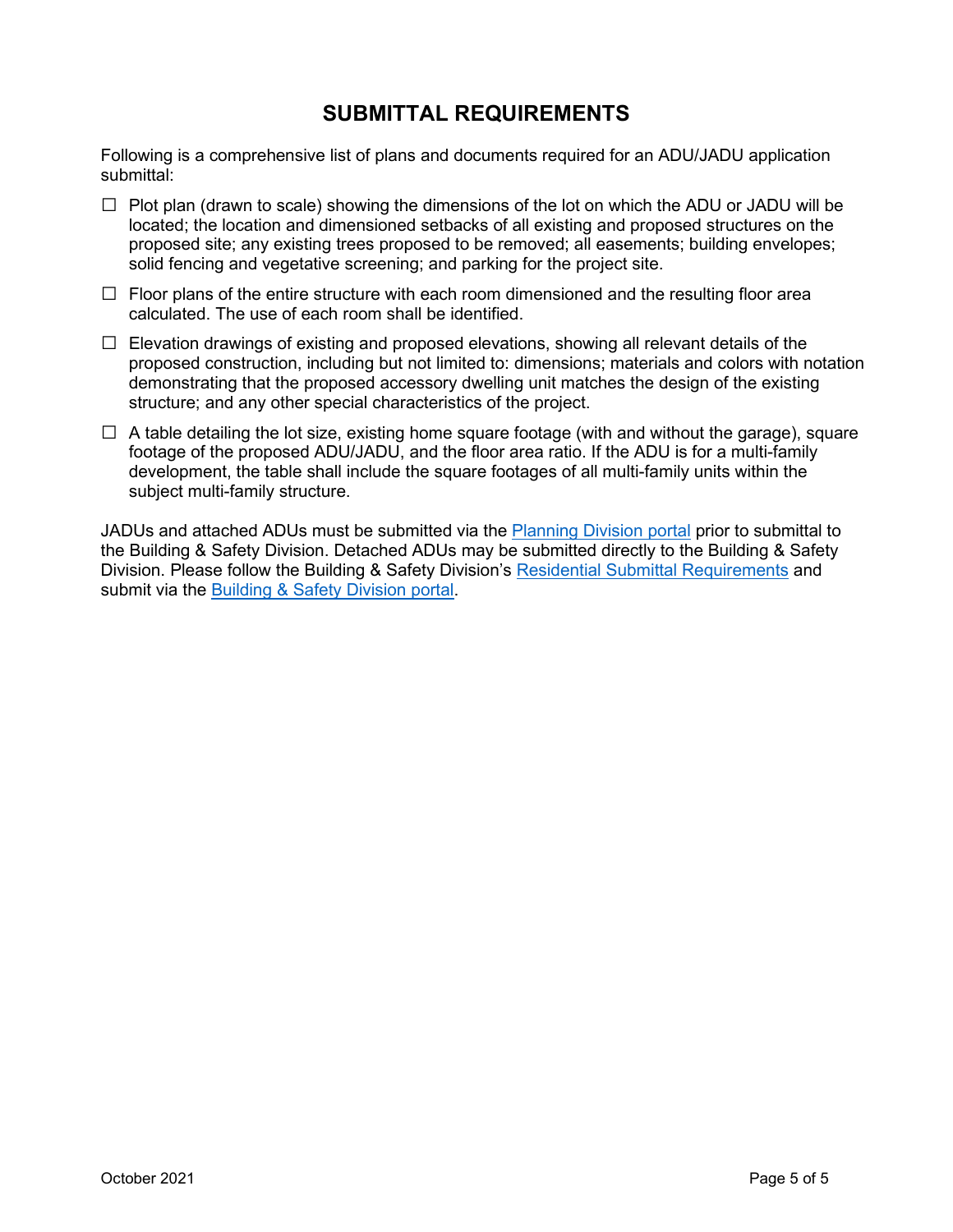# SUBMITTAL REQUIREMENTS

Following is a comprehensive list of plans and documents required for an ADU/JADU application submittal:

- ☐ Plot plan (drawn to scale) showing the dimensions of the lot on which the ADU or JADU will be located; the location and dimensioned setbacks of all existing and proposed structures on the proposed site; any existing trees proposed to be removed; all easements; building envelopes; solid fencing and vegetative screening; and parking for the project site.
- ☐ Floor plans of the entire structure with each room dimensioned and the resulting floor area calculated. The use of each room shall be identified.
- ☐ Elevation drawings of existing and proposed elevations, showing all relevant details of the proposed construction, including but not limited to: dimensions; materials and colors with notation demonstrating that the proposed accessory dwelling unit matches the design of the existing structure; and any other special characteristics of the project.
- ☐ A table detailing the lot size, existing home square footage (with and without the garage), square footage of the proposed ADU/JADU, and the floor area ratio. If the ADU is for a multi-family development, the table shall include the square footages of all multi-family units within the subject multi-family structure.

JADUs and attached ADUs must be submitted via the Planning Division portal prior to submittal to the Building & Safety Division. Detached ADUs may be submitted directly to the Building & Safety Division. Please follow the Building & Safety Division's Residential Submittal Requirements and submit via the Building & Safety Division portal.

October 2021